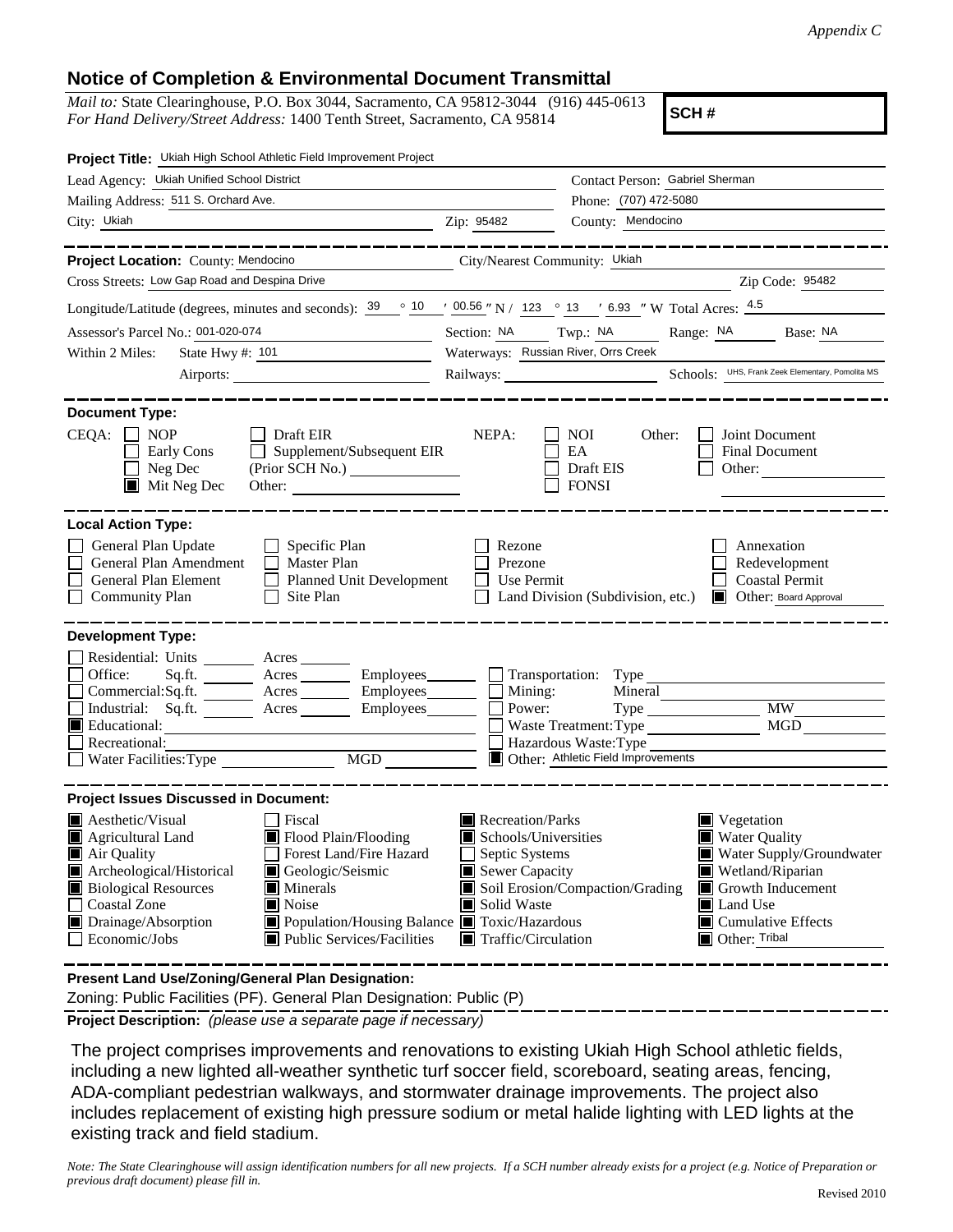*Appendix C*

## Notice of Completion & Environmental Document Transmittal

*Mail to:* State Clearinghouse, P.O. Box 3044, Sacramento, CA 95812-3044 (916) 445-0613
*For Hand Delivery/Street Address:* 1400 Tenth Street, Sacramento, CA 95814

**SCH #**

**Project Title:** Ukiah High School Athletic Field Improvement Project

Lead Agency: Ukiah Unified School District
Contact Person: Gabriel Sherman
Mailing Address: 511 S. Orchard Ave.
Phone: (707) 472-5080
City: Ukiah
Zip: 95482
County: Mendocino

**Project Location:** County: Mendocino
City/Nearest Community: Ukiah
Cross Streets: Low Gap Road and Despina Drive
Zip Code: 95482
Longitude/Latitude (degrees, minutes and seconds): 39 ° 10 ′ 00.56 ″ N / 123 ° 13 ′ 6.93 ″ W Total Acres: 4.5
Assessor's Parcel No.: 001-020-074
Section: NA Twp.: NA Range: NA Base: NA
Within 2 Miles: State Hwy #: 101
Waterways: Russian River, Orrs Creek
Airports:
Railways:
Schools: UHS, Frank Zeek Elementary, Pomolita MS

**Document Type:**

CEQA:
- ☐ NOP
- ☐ Early Cons
- ☐ Neg Dec
- ■ Mit Neg Dec
- ☐ Draft EIR
- ☐ Supplement/Subsequent EIR (Prior SCH No.)
- Other:

NEPA:
- ☐ NOI
- ☐ EA
- ☐ Draft EIS
- ☐ FONSI

Other:
- ☐ Joint Document
- ☐ Final Document
- ☐ Other:

**Local Action Type:**

- ☐ General Plan Update
- ☐ General Plan Amendment
- ☐ General Plan Element
- ☐ Community Plan
- ☐ Specific Plan
- ☐ Master Plan
- ☐ Planned Unit Development
- ☐ Site Plan
- ☐ Rezone
- ☐ Prezone
- ☐ Use Permit
- ☐ Land Division (Subdivision, etc.)
- ☐ Annexation
- ☐ Redevelopment
- ☐ Coastal Permit
- ■ Other: Board Approval

**Development Type:**

- ☐ Residential: Units ______ Acres ______
- ☐ Office: Sq.ft. ______ Acres ______ Employees ______
- ☐ Commercial: Sq.ft. ______ Acres ______ Employees ______
- ☐ Industrial: Sq.ft. ______ Acres ______ Employees ______
- ■ Educational:
- ☐ Recreational:
- ☐ Water Facilities: Type ______ MGD ______
- ☐ Transportation: Type
- ☐ Mining: Mineral
- ☐ Power: Type ______ MW
- ☐ Waste Treatment: Type ______ MGD
- ☐ Hazardous Waste: Type
- ■ Other: Athletic Field Improvements

**Project Issues Discussed in Document:**

- ■ Aesthetic/Visual
- ■ Agricultural Land
- ■ Air Quality
- ■ Archeological/Historical
- ■ Biological Resources
- ☐ Coastal Zone
- ■ Drainage/Absorption
- ☐ Economic/Jobs
- ☐ Fiscal
- ■ Flood Plain/Flooding
- ☐ Forest Land/Fire Hazard
- ■ Geologic/Seismic
- ■ Minerals
- ■ Noise
- ■ Population/Housing Balance
- ■ Public Services/Facilities
- ■ Recreation/Parks
- ■ Schools/Universities
- ☐ Septic Systems
- ■ Sewer Capacity
- ■ Soil Erosion/Compaction/Grading
- ■ Solid Waste
- ■ Toxic/Hazardous
- ■ Traffic/Circulation
- ■ Vegetation
- ■ Water Quality
- ■ Water Supply/Groundwater
- ■ Wetland/Riparian
- ■ Growth Inducement
- ■ Land Use
- ■ Cumulative Effects
- ■ Other: Tribal

**Present Land Use/Zoning/General Plan Designation:**

Zoning: Public Facilities (PF). General Plan Designation: Public (P)

**Project Description:** *(please use a separate page if necessary)*

The project comprises improvements and renovations to existing Ukiah High School athletic fields, including a new lighted all-weather synthetic turf soccer field, scoreboard, seating areas, fencing, ADA-compliant pedestrian walkways, and stormwater drainage improvements. The project also includes replacement of existing high pressure sodium or metal halide lighting with LED lights at the existing track and field stadium.

*Note: The State Clearinghouse will assign identification numbers for all new projects. If a SCH number already exists for a project (e.g. Notice of Preparation or previous draft document) please fill in.*

Revised 2010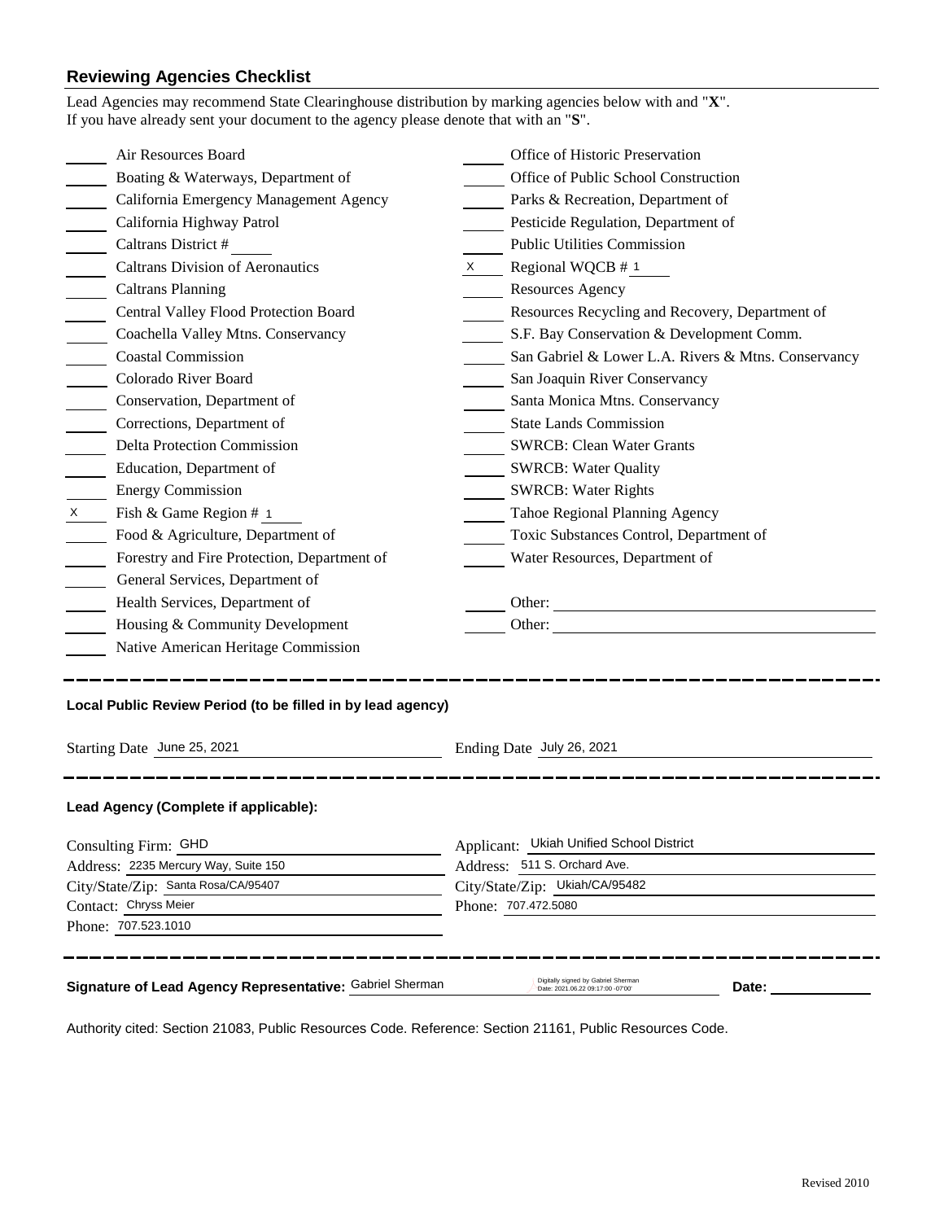## Reviewing Agencies Checklist

Lead Agencies may recommend State Clearinghouse distribution by marking agencies below with and "**X**".
If you have already sent your document to the agency please denote that with an "**S**".

| | | | |
|---|---|---|---|
| | Air Resources Board | | Office of Historic Preservation |
| | Boating & Waterways, Department of | | Office of Public School Construction |
| | California Emergency Management Agency | | Parks & Recreation, Department of |
| | California Highway Patrol | | Pesticide Regulation, Department of |
| | Caltrans District # | | Public Utilities Commission |
| | Caltrans Division of Aeronautics | X | Regional WQCB # 1 |
| | Caltrans Planning | | Resources Agency |
| | Central Valley Flood Protection Board | | Resources Recycling and Recovery, Department of |
| | Coachella Valley Mtns. Conservancy | | S.F. Bay Conservation & Development Comm. |
| | Coastal Commission | | San Gabriel & Lower L.A. Rivers & Mtns. Conservancy |
| | Colorado River Board | | San Joaquin River Conservancy |
| | Conservation, Department of | | Santa Monica Mtns. Conservancy |
| | Corrections, Department of | | State Lands Commission |
| | Delta Protection Commission | | SWRCB: Clean Water Grants |
| | Education, Department of | | SWRCB: Water Quality |
| | Energy Commission | | SWRCB: Water Rights |
| X | Fish & Game Region # 1 | | Tahoe Regional Planning Agency |
| | Food & Agriculture, Department of | | Toxic Substances Control, Department of |
| | Forestry and Fire Protection, Department of | | Water Resources, Department of |
| | General Services, Department of | | |
| | Health Services, Department of | | Other: |
| | Housing & Community Development | | Other: |
| | Native American Heritage Commission | | |

### Local Public Review Period (to be filled in by lead agency)

Starting Date June 25, 2021 Ending Date July 26, 2021

### Lead Agency (Complete if applicable):

Consulting Firm: GHD
Address: 2235 Mercury Way, Suite 150
City/State/Zip: Santa Rosa/CA/95407
Contact: Chryss Meier
Phone: 707.523.1010

Applicant: Ukiah Unified School District
Address: 511 S. Orchard Ave.
City/State/Zip: Ukiah/CA/95482
Phone: 707.472.5080

**Signature of Lead Agency Representative:** Gabriel Sherman Digitally signed by Gabriel Sherman Date: 2021.06.22 09:17:00 -07'00' **Date:**

Authority cited: Section 21083, Public Resources Code. Reference: Section 21161, Public Resources Code.

Revised 2010